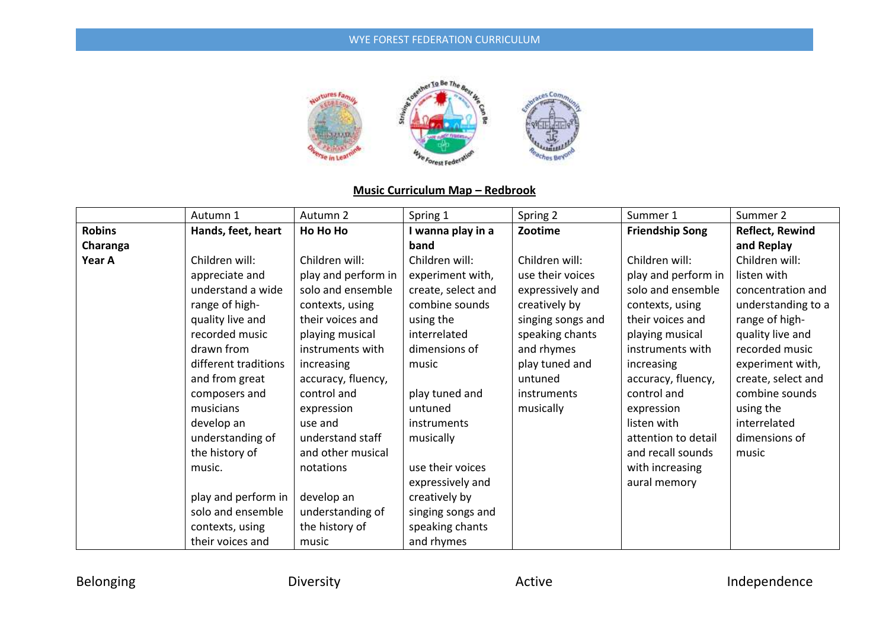**Music Curriculum Map – Redbrook**

| | Autumn 1 | Autumn 2 | Spring 1 | Spring 2 | Summer 1 | Summer 2 |
|---|---|---|---|---|---|---|
| **Robins Charanga Year A** | **Hands, feet, heart**<br>Children will:<br>appreciate and understand a wide range of high-quality live and recorded music drawn from different traditions and from great composers and musicians<br>develop an understanding of the history of music.<br><br>play and perform in solo and ensemble contexts, using their voices and | **Ho Ho Ho**<br>Children will:<br>play and perform in solo and ensemble contexts, using their voices and playing musical instruments with increasing accuracy, fluency, control and expression<br>use and understand staff and other musical notations<br><br>develop an understanding of the history of music | **I wanna play in a band**<br>Children will:<br>experiment with, create, select and combine sounds using the interrelated dimensions of music<br><br>play tuned and untuned instruments musically<br><br>use their voices expressively and creatively by singing songs and speaking chants and rhymes | **Zootime**<br>Children will:<br>use their voices expressively and creatively by singing songs and speaking chants and rhymes<br>play tuned and untuned instruments musically | **Friendship Song**<br>Children will:<br>play and perform in solo and ensemble contexts, using their voices and playing musical instruments with increasing accuracy, fluency, control and expression<br>listen with attention to detail and recall sounds with increasing aural memory | **Reflect, Rewind and Replay**<br>Children will:<br>listen with concentration and understanding to a range of high-quality live and recorded music experiment with, create, select and combine sounds using the interrelated dimensions of music |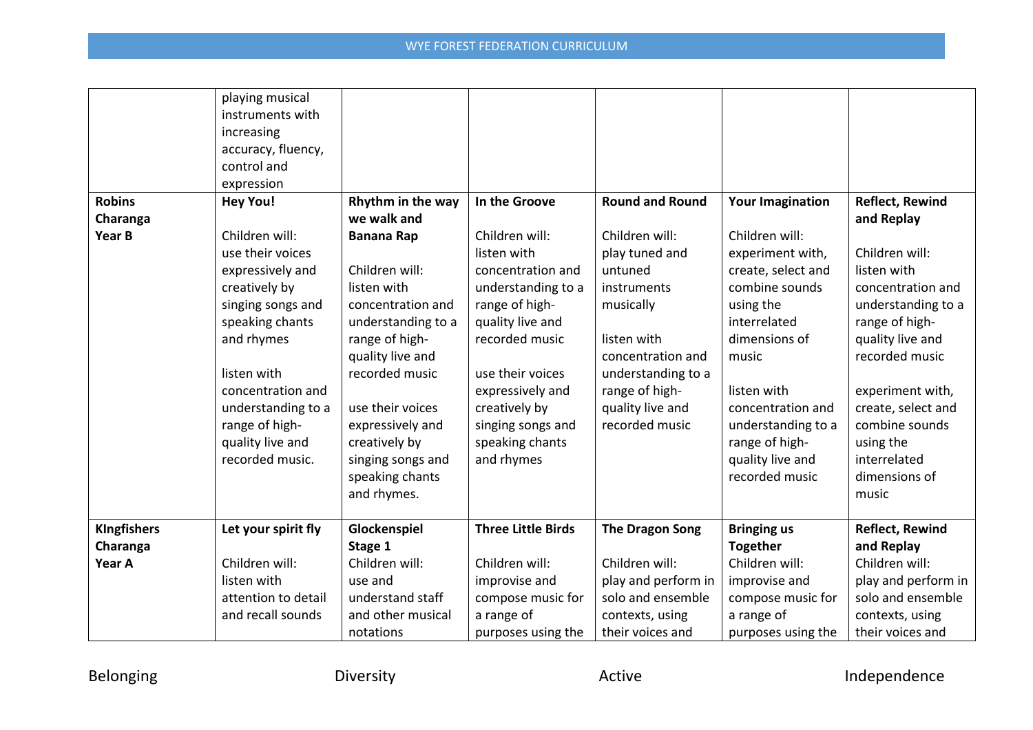| | | | | | | |
|---|---|---|---|---|---|---|
| | playing musical instruments with increasing accuracy, fluency, control and expression | | | | | |
| **Robins Charanga Year B** | **Hey You!**<br><br>Children will:<br>use their voices expressively and creatively by singing songs and speaking chants and rhymes<br><br>listen with concentration and understanding to a range of high-quality live and recorded music. | **Rhythm in the way we walk and Banana Rap**<br><br>Children will:<br>listen with concentration and understanding to a range of high-quality live and recorded music<br><br>use their voices expressively and creatively by singing songs and speaking chants and rhymes. | **In the Groove**<br><br>Children will:<br>listen with concentration and understanding to a range of high-quality live and recorded music<br><br>use their voices expressively and creatively by singing songs and speaking chants and rhymes | **Round and Round**<br><br>Children will:<br>play tuned and untuned instruments musically<br><br>listen with concentration and understanding to a range of high-quality live and recorded music | **Your Imagination**<br><br>Children will:<br>experiment with, create, select and combine sounds using the interrelated dimensions of music<br><br>listen with concentration and understanding to a range of high-quality live and recorded music | **Reflect, Rewind and Replay**<br><br>Children will:<br>listen with concentration and understanding to a range of high-quality live and recorded music<br><br>experiment with, create, select and combine sounds using the interrelated dimensions of music |
| **KIngfishers Charanga Year A** | **Let your spirit fly**<br><br>Children will:<br>listen with attention to detail and recall sounds | **Glockenspiel Stage 1**<br>Children will:<br>use and understand staff and other musical notations | **Three Little Birds**<br><br>Children will:<br>improvise and compose music for a range of purposes using the | **The Dragon Song**<br><br>Children will:<br>play and perform in solo and ensemble contexts, using their voices and | **Bringing us Together**<br>Children will:<br>improvise and compose music for a range of purposes using the | **Reflect, Rewind and Replay**<br>Children will:<br>play and perform in solo and ensemble contexts, using their voices and |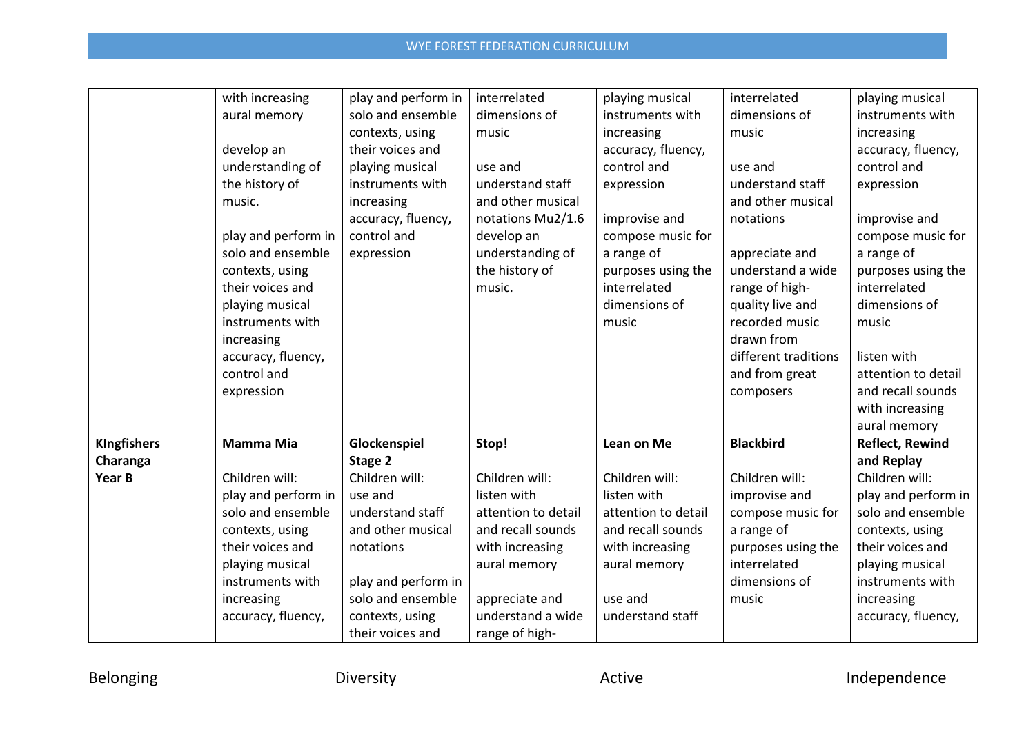| | | | | | | |
|---|---|---|---|---|---|---|
| | with increasing aural memory<br><br>develop an understanding of the history of music.<br><br>play and perform in solo and ensemble contexts, using their voices and playing musical instruments with increasing accuracy, fluency, control and expression | play and perform in solo and ensemble contexts, using their voices and playing musical instruments with increasing accuracy, fluency, control and expression | interrelated dimensions of music<br><br>use and understand staff and other musical notations Mu2/1.6 develop an understanding of the history of music. | playing musical instruments with increasing accuracy, fluency, control and expression<br><br>improvise and compose music for a range of purposes using the interrelated dimensions of music | interrelated dimensions of music<br><br>use and understand staff and other musical notations<br><br>appreciate and understand a wide range of high-quality live and recorded music drawn from different traditions and from great composers | playing musical instruments with increasing accuracy, fluency, control and expression<br><br>improvise and compose music for a range of purposes using the interrelated dimensions of music<br><br>listen with attention to detail and recall sounds with increasing aural memory |
| **KIngfishers Charanga Year B** | **Mamma Mia**<br><br>Children will:<br>play and perform in solo and ensemble contexts, using their voices and playing musical instruments with increasing accuracy, fluency, | **Glockenspiel Stage 2**<br>Children will:<br>use and understand staff and other musical notations<br><br>play and perform in solo and ensemble contexts, using their voices and | **Stop!**<br><br>Children will:<br>listen with attention to detail and recall sounds with increasing aural memory<br><br>appreciate and understand a wide range of high- | **Lean on Me**<br><br>Children will:<br>listen with attention to detail and recall sounds with increasing aural memory<br><br>use and understand staff | **Blackbird**<br><br>Children will:<br>improvise and compose music for a range of purposes using the interrelated dimensions of music | **Reflect, Rewind and Replay**<br>Children will:<br>play and perform in solo and ensemble contexts, using their voices and playing musical instruments with increasing accuracy, fluency, |

Belonging Diversity Active Independence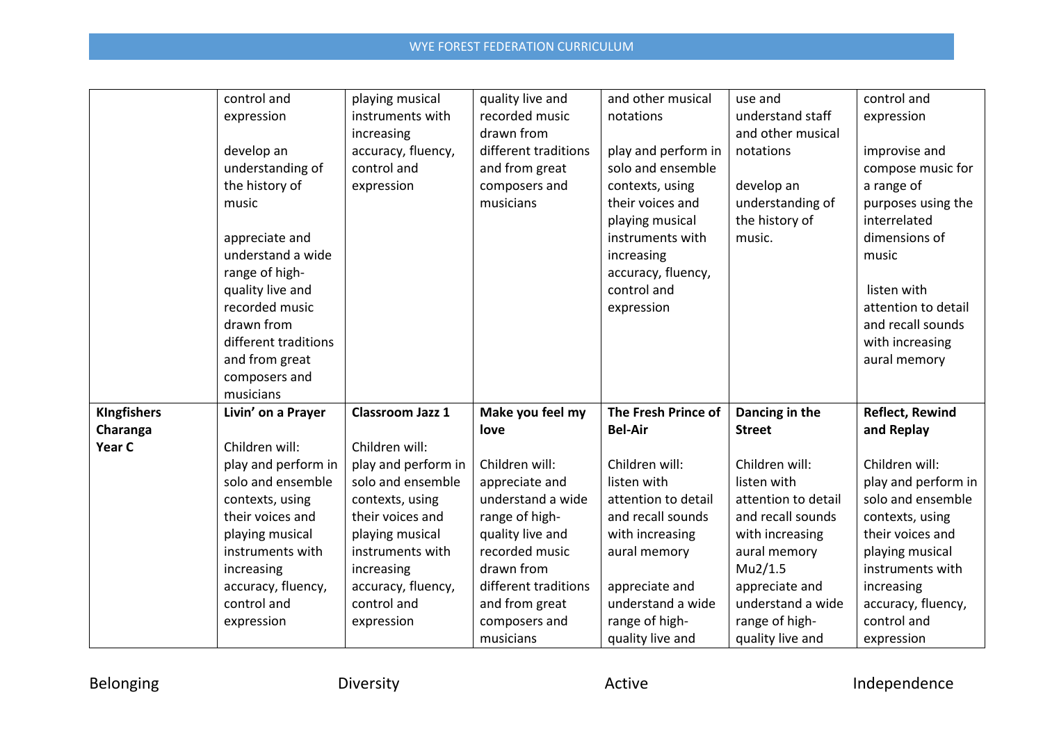| | | | | | | |
|---|---|---|---|---|---|---|
| | control and expression<br><br>develop an understanding of the history of music<br><br>appreciate and understand a wide range of high-quality live and recorded music drawn from different traditions and from great composers and musicians | playing musical instruments with increasing accuracy, fluency, control and expression | quality live and recorded music drawn from different traditions and from great composers and musicians | and other musical notations<br><br>play and perform in solo and ensemble contexts, using their voices and playing musical instruments with increasing accuracy, fluency, control and expression | use and understand staff and other musical notations<br><br>develop an understanding of the history of music. | control and expression<br><br>improvise and compose music for a range of purposes using the interrelated dimensions of music<br><br>listen with attention to detail and recall sounds with increasing aural memory |
| **KIngfishers Charanga Year C** | **Livin' on a Prayer**<br><br>Children will:<br>play and perform in solo and ensemble contexts, using their voices and playing musical instruments with increasing accuracy, fluency, control and expression | **Classroom Jazz 1**<br><br>Children will:<br>play and perform in solo and ensemble contexts, using their voices and playing musical instruments with increasing accuracy, fluency, control and expression | **Make you feel my love**<br><br>Children will:<br>appreciate and understand a wide range of high-quality live and recorded music drawn from different traditions and from great composers and musicians | **The Fresh Prince of Bel-Air**<br><br>Children will:<br>listen with attention to detail and recall sounds with increasing aural memory<br><br>appreciate and understand a wide range of high-quality live and | **Dancing in the Street**<br><br>Children will:<br>listen with attention to detail and recall sounds with increasing aural memory Mu2/1.5<br>appreciate and understand a wide range of high-quality live and | **Reflect, Rewind and Replay**<br><br>Children will:<br>play and perform in solo and ensemble contexts, using their voices and playing musical instruments with increasing accuracy, fluency, control and expression |

Belonging Diversity Active Independence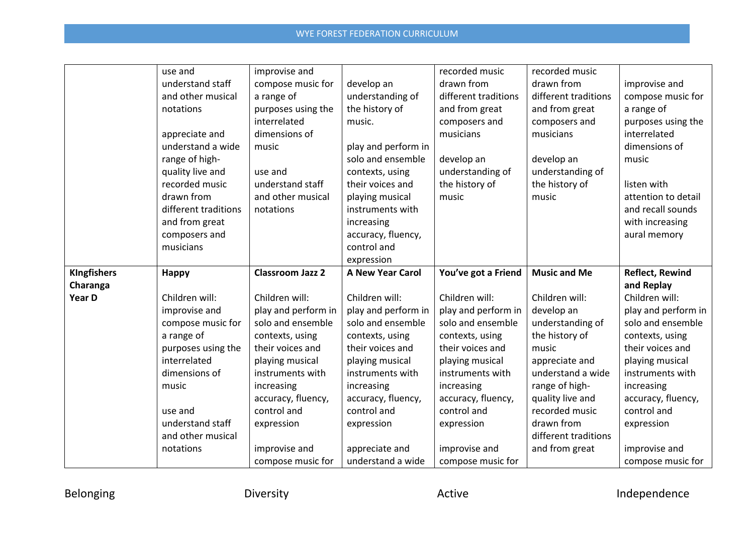| | | | | | | |
|---|---|---|---|---|---|---|
| | use and understand staff and other musical notations<br><br>appreciate and understand a wide range of high-quality live and recorded music drawn from different traditions and from great composers and musicians | improvise and compose music for a range of purposes using the interrelated dimensions of music<br><br>use and understand staff and other musical notations | develop an understanding of the history of music.<br><br>play and perform in solo and ensemble contexts, using their voices and playing musical instruments with increasing accuracy, fluency, control and expression | recorded music drawn from different traditions and from great composers and musicians<br><br>develop an understanding of the history of music | recorded music drawn from different traditions and from great composers and musicians<br><br>develop an understanding of the history of music | improvise and compose music for a range of purposes using the interrelated dimensions of music<br><br>listen with attention to detail and recall sounds with increasing aural memory |
| **KIngfishers Charanga Year D** | **Happy**<br><br>Children will:<br>improvise and compose music for a range of purposes using the interrelated dimensions of music<br><br>use and understand staff and other musical notations | **Classroom Jazz 2**<br><br>Children will:<br>play and perform in solo and ensemble contexts, using their voices and playing musical instruments with increasing accuracy, fluency, control and expression<br><br>improvise and compose music for | **A New Year Carol**<br><br>Children will:<br>play and perform in solo and ensemble contexts, using their voices and playing musical instruments with increasing accuracy, fluency, control and expression<br><br>appreciate and understand a wide | **You've got a Friend**<br><br>Children will:<br>play and perform in solo and ensemble contexts, using their voices and playing musical instruments with increasing accuracy, fluency, control and expression<br><br>improvise and compose music for | **Music and Me**<br><br>Children will:<br>develop an understanding of the history of music<br>appreciate and understand a wide range of high-quality live and recorded music drawn from different traditions and from great | **Reflect, Rewind and Replay**<br>Children will:<br>play and perform in solo and ensemble contexts, using their voices and playing musical instruments with increasing accuracy, fluency, control and expression<br><br>improvise and compose music for |

Belonging Diversity Active Independence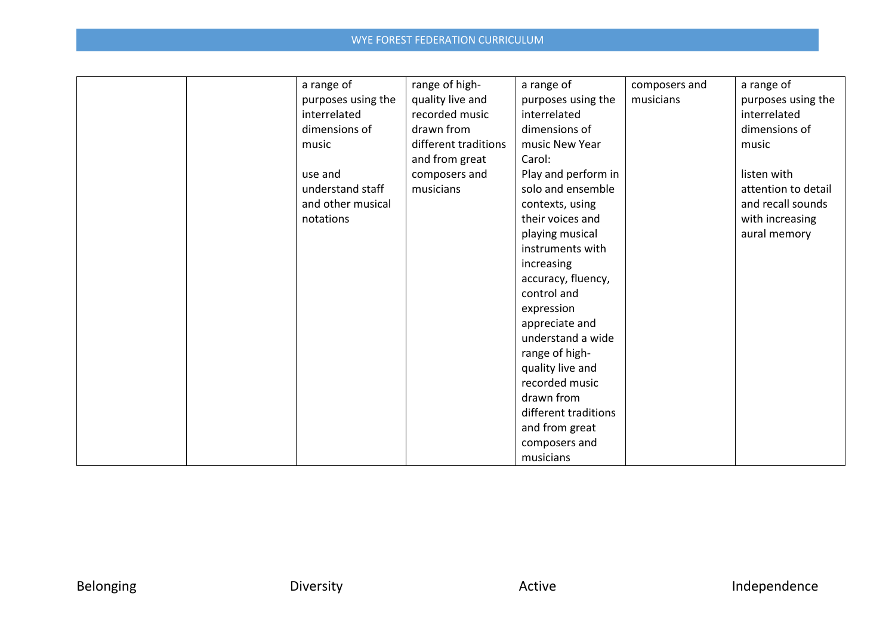| | | | | | | |
|---|---|---|---|---|---|---|
| | | a range of purposes using the interrelated dimensions of music<br><br>use and understand staff and other musical notations | range of high-quality live and recorded music drawn from different traditions and from great composers and musicians | a range of purposes using the interrelated dimensions of music New Year Carol:<br>Play and perform in solo and ensemble contexts, using their voices and playing musical instruments with increasing accuracy, fluency, control and expression<br>appreciate and understand a wide range of high-quality live and recorded music drawn from different traditions and from great composers and musicians | composers and musicians | a range of purposes using the interrelated dimensions of music<br><br>listen with attention to detail and recall sounds with increasing aural memory |

Belonging Diversity Active Independence